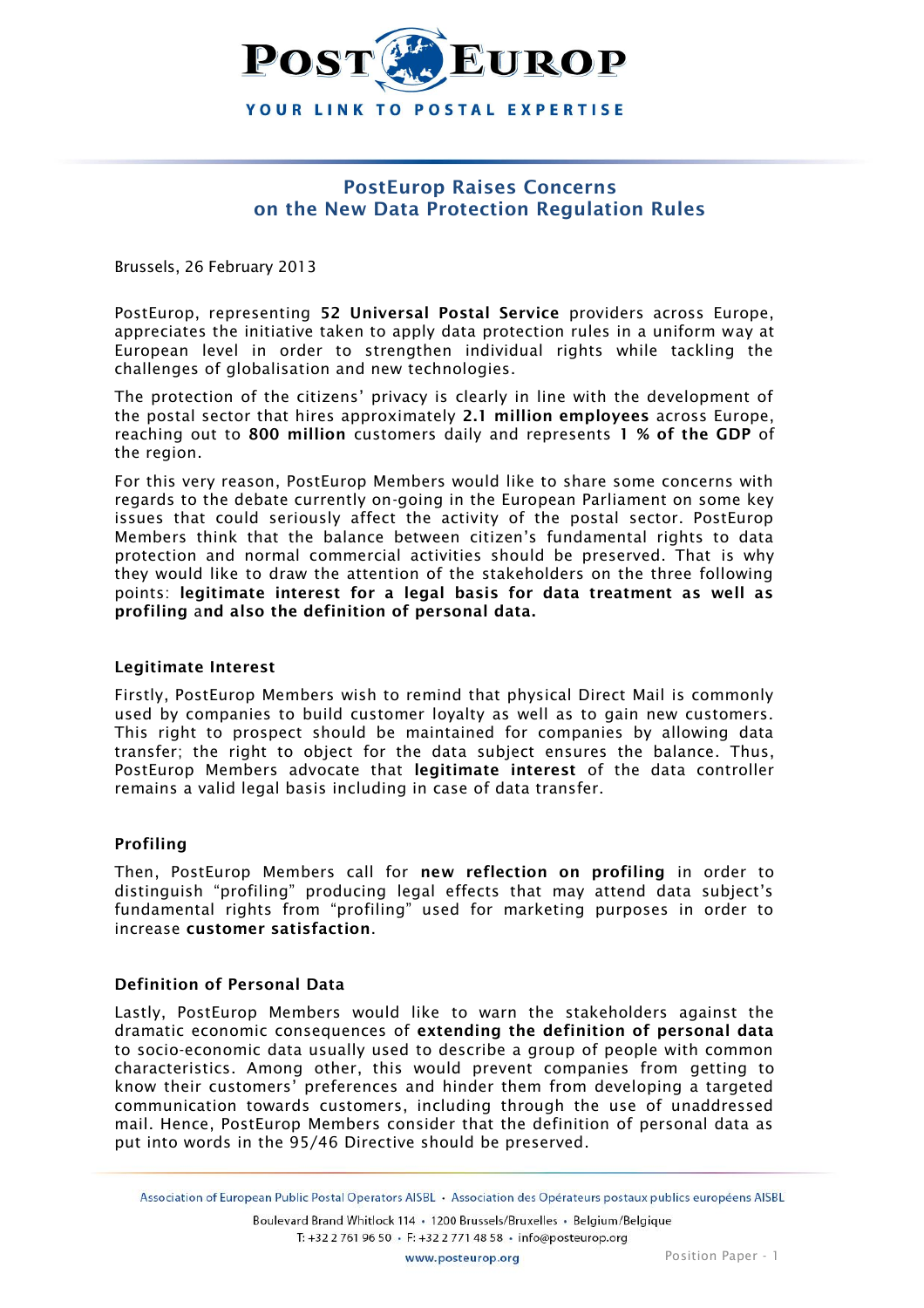# POST EUROP

YOUR LINK TO POSTAL EXPERTISE

## PostEurop Raises Concerns on the New Data Protection Regulation Rules

Brussels, 26 February 2013

PostEurop, representing **52 Universal Postal Service** providers across Europe, appreciates the initiative taken to apply data protection rules in a uniform way at European level in order to strengthen individual rights while tackling the challenges of globalisation and new technologies.

The protection of the citizens' privacy is clearly in line with the development of the postal sector that hires approximately **2.1 million employees** across Europe, reaching out to **800 million** customers daily and represents **1 % of the GDP** of the region.

For this very reason, PostEurop Members would like to share some concerns with regards to the debate currently on-going in the European Parliament on some key issues that could seriously affect the activity of the postal sector. PostEurop Members think that the balance between citizen's fundamental rights to data protection and normal commercial activities should be preserved. That is why they would like to draw the attention of the stakeholders on the three following points: **legitimate interest for a legal basis for data treatment as well as profiling** and **also the definition of personal data.**

### Legitimate Interest

Firstly, PostEurop Members wish to remind that physical Direct Mail is commonly used by companies to build customer loyalty as well as to gain new customers. This right to prospect should be maintained for companies by allowing data transfer; the right to object for the data subject ensures the balance. Thus, PostEurop Members advocate that **legitimate interest** of the data controller remains a valid legal basis including in case of data transfer.

### Profiling

Then, PostEurop Members call for **new reflection on profiling** in order to distinguish "profiling" producing legal effects that may attend data subject's fundamental rights from "profiling" used for marketing purposes in order to increase **customer satisfaction**.

### Definition of Personal Data

Lastly, PostEurop Members would like to warn the stakeholders against the dramatic economic consequences of **extending the definition of personal data** to socio-economic data usually used to describe a group of people with common characteristics. Among other, this would prevent companies from getting to know their customers' preferences and hinder them from developing a targeted communication towards customers, including through the use of unaddressed mail. Hence, PostEurop Members consider that the definition of personal data as put into words in the 95/46 Directive should be preserved.

Association of European Public Postal Operators AISBL • Association des Opérateurs postaux publics européens AISBL

Boulevard Brand Whitlock 114 • 1200 Brussels/Bruxelles • Belgium/Belgique

T: +32 2 761 96 50 • F: +32 2 771 48 58 • info@posteurop.org

www.posteurop.org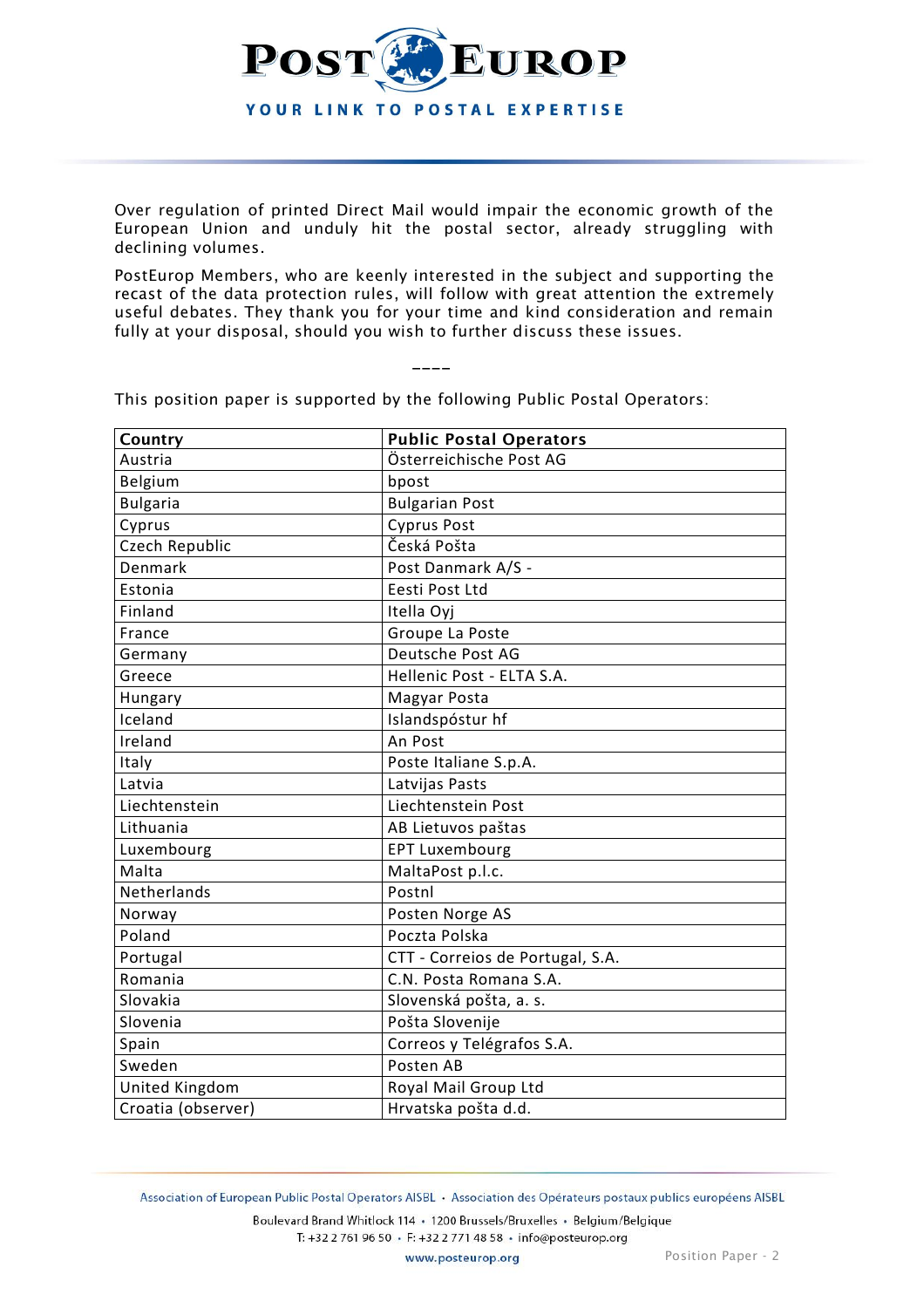Over regulation of printed Direct Mail would impair the economic growth of the European Union and unduly hit the postal sector, already struggling with declining volumes.

PostEurop Members, who are keenly interested in the subject and supporting the recast of the data protection rules, will follow with great attention the extremely useful debates. They thank you for your time and kind consideration and remain fully at your disposal, should you wish to further discuss these issues.

----

This position paper is supported by the following Public Postal Operators:

| Country | Public Postal Operators |
|---|---|
| Austria | Österreichische Post AG |
| Belgium | bpost |
| Bulgaria | Bulgarian Post |
| Cyprus | Cyprus Post |
| Czech Republic | Česká Pošta |
| Denmark | Post Danmark A/S - |
| Estonia | Eesti Post Ltd |
| Finland | Itella Oyj |
| France | Groupe La Poste |
| Germany | Deutsche Post AG |
| Greece | Hellenic Post - ELTA S.A. |
| Hungary | Magyar Posta |
| Iceland | Islandspóstur hf |
| Ireland | An Post |
| Italy | Poste Italiane S.p.A. |
| Latvia | Latvijas Pasts |
| Liechtenstein | Liechtenstein Post |
| Lithuania | AB Lietuvos paštas |
| Luxembourg | EPT Luxembourg |
| Malta | MaltaPost p.l.c. |
| Netherlands | Postnl |
| Norway | Posten Norge AS |
| Poland | Poczta Polska |
| Portugal | CTT - Correios de Portugal, S.A. |
| Romania | C.N. Posta Romana S.A. |
| Slovakia | Slovenská pošta, a. s. |
| Slovenia | Pošta Slovenije |
| Spain | Correos y Telégrafos S.A. |
| Sweden | Posten AB |
| United Kingdom | Royal Mail Group Ltd |
| Croatia (observer) | Hrvatska pošta d.d. |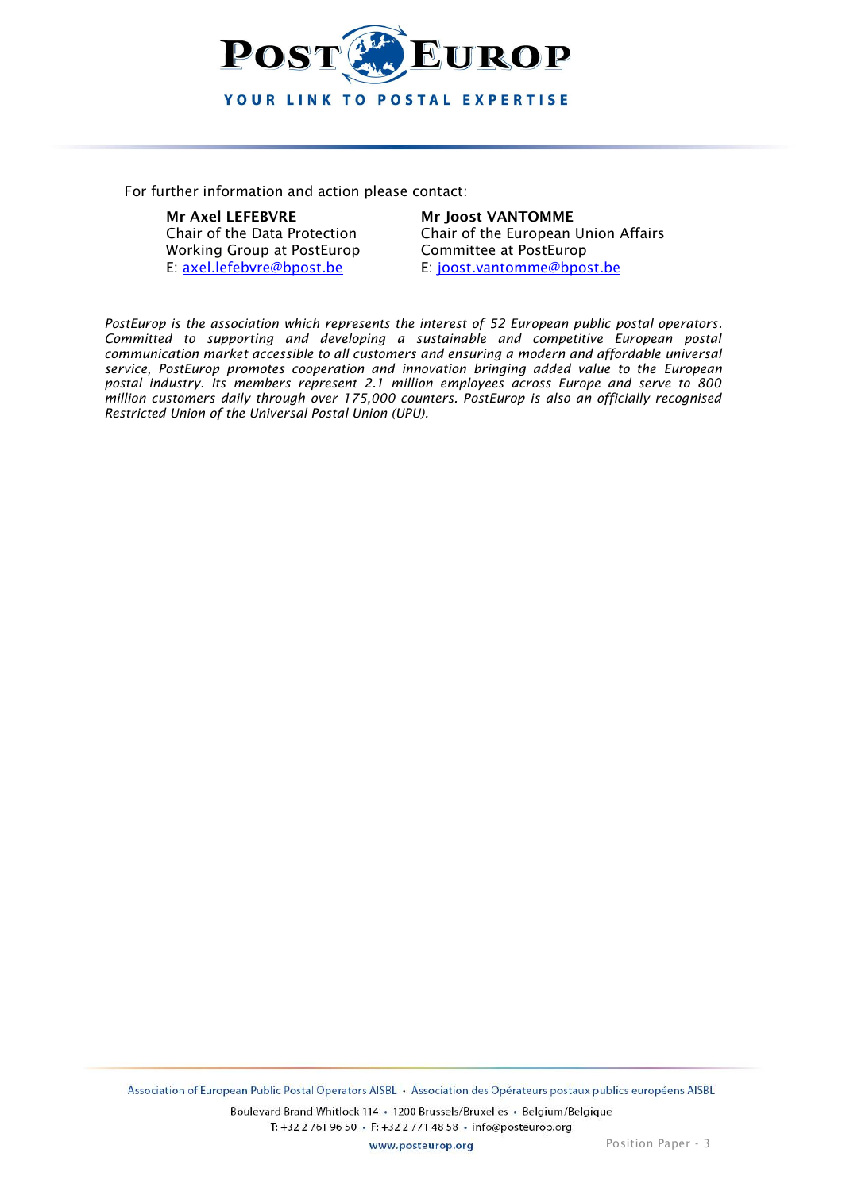For further information and action please contact:

**Mr Axel LEFEBVRE**
Chair of the Data Protection Working Group at PostEurop
E: axel.lefebvre@bpost.be

**Mr Joost VANTOMME**
Chair of the European Union Affairs Committee at PostEurop
E: joost.vantomme@bpost.be

*PostEurop is the association which represents the interest of 52 European public postal operators. Committed to supporting and developing a sustainable and competitive European postal communication market accessible to all customers and ensuring a modern and affordable universal service, PostEurop promotes cooperation and innovation bringing added value to the European postal industry. Its members represent 2.1 million employees across Europe and serve to 800 million customers daily through over 175,000 counters. PostEurop is also an officially recognised Restricted Union of the Universal Postal Union (UPU).*